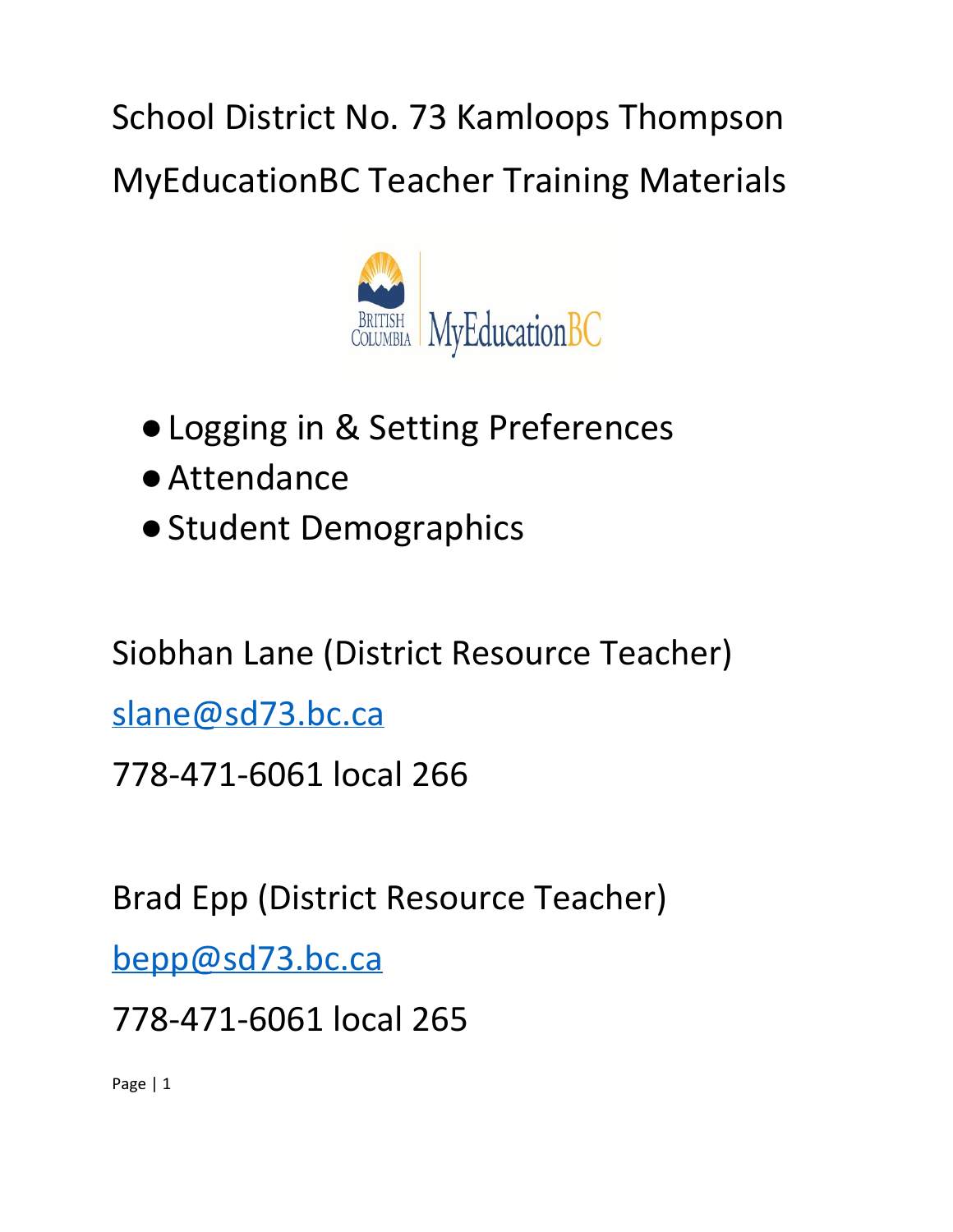# School District No. 73 Kamloops Thompson

# MyEducationBC Teacher Training Materials

- Logging in & Setting Preferences
- Attendance
- Student Demographics

Siobhan Lane (District Resource Teacher)

slane@sd73.bc.ca

778-471-6061 local 266

Brad Epp (District Resource Teacher)

bepp@sd73.bc.ca

778-471-6061 local 265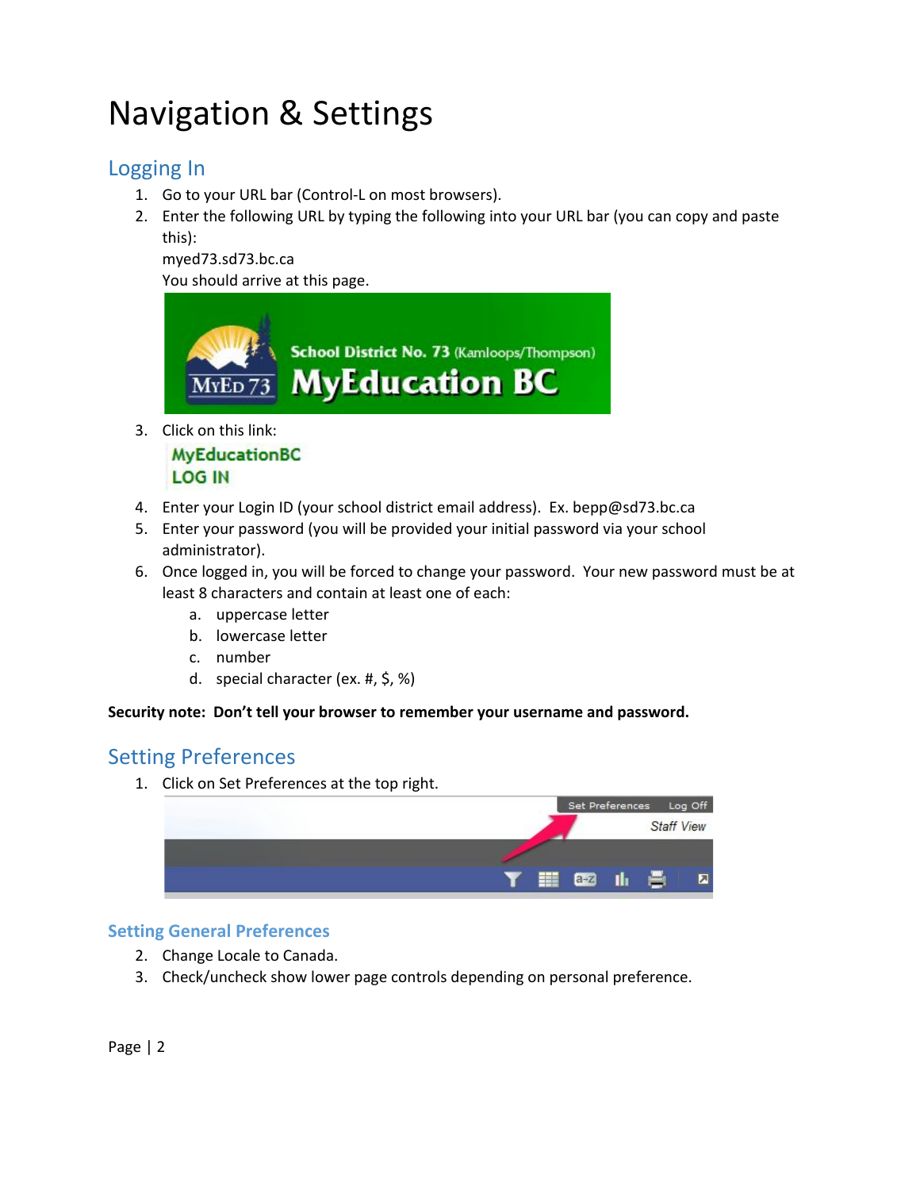# Navigation & Settings

## Logging In

1. Go to your URL bar (Control-L on most browsers).
2. Enter the following URL by typing the following into your URL bar (you can copy and paste this):
   myed73.sd73.bc.ca
   You should arrive at this page.
3. Click on this link:
4. Enter your Login ID (your school district email address). Ex. bepp@sd73.bc.ca
5. Enter your password (you will be provided your initial password via your school administrator).
6. Once logged in, you will be forced to change your password. Your new password must be at least 8 characters and contain at least one of each:
   a. uppercase letter
   b. lowercase letter
   c. number
   d. special character (ex. #, $, %)

**Security note: Don't tell your browser to remember your username and password.**

## Setting Preferences

1. Click on Set Preferences at the top right.

### Setting General Preferences

2. Change Locale to Canada.
3. Check/uncheck show lower page controls depending on personal preference.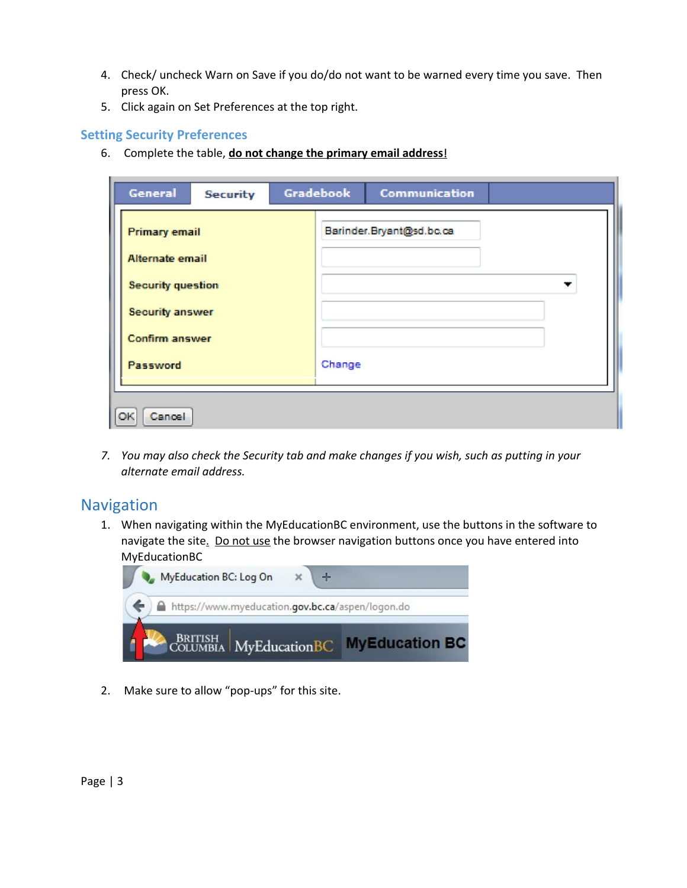4. Check/ uncheck Warn on Save if you do/do not want to be warned every time you save. Then press OK.
5. Click again on Set Preferences at the top right.

### Setting Security Preferences

6. Complete the table, **do not change the primary email address!**

7. *You may also check the Security tab and make changes if you wish, such as putting in your alternate email address.*

## Navigation

1. When navigating within the MyEducationBC environment, use the buttons in the software to navigate the site. Do not use the browser navigation buttons once you have entered into MyEducationBC

2. Make sure to allow "pop-ups" for this site.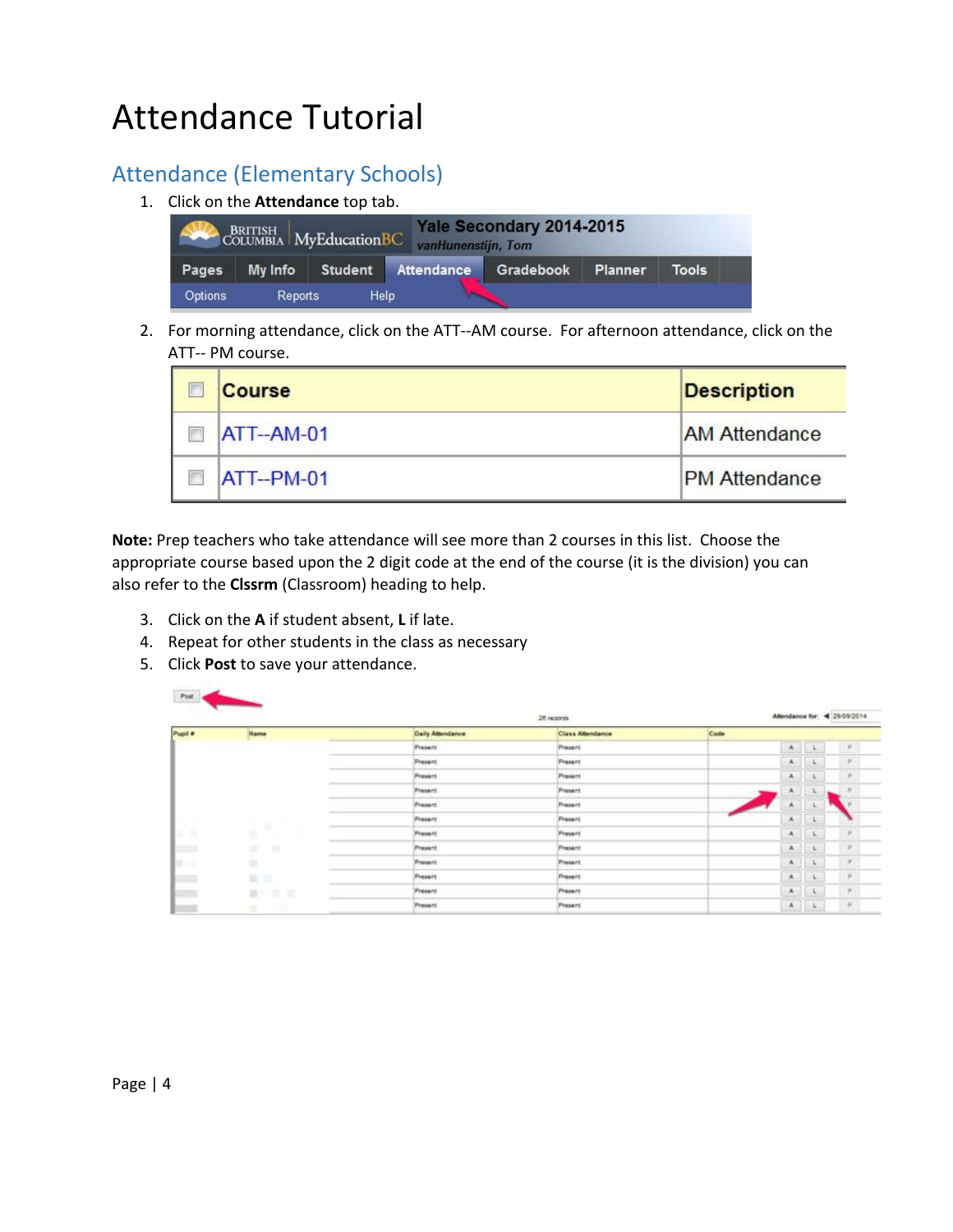# Attendance Tutorial

## Attendance (Elementary Schools)

1. Click on the **Attendance** top tab.

2. For morning attendance, click on the ATT--AM course. For afternoon attendance, click on the ATT-- PM course.

| Course | Description |
| --- | --- |
| ATT--AM-01 | AM Attendance |
| ATT--PM-01 | PM Attendance |

**Note:** Prep teachers who take attendance will see more than 2 courses in this list. Choose the appropriate course based upon the 2 digit code at the end of the course (it is the division) you can also refer to the **Clssrm** (Classroom) heading to help.

3. Click on the **A** if student absent, **L** if late.
4. Repeat for other students in the class as necessary
5. Click **Post** to save your attendance.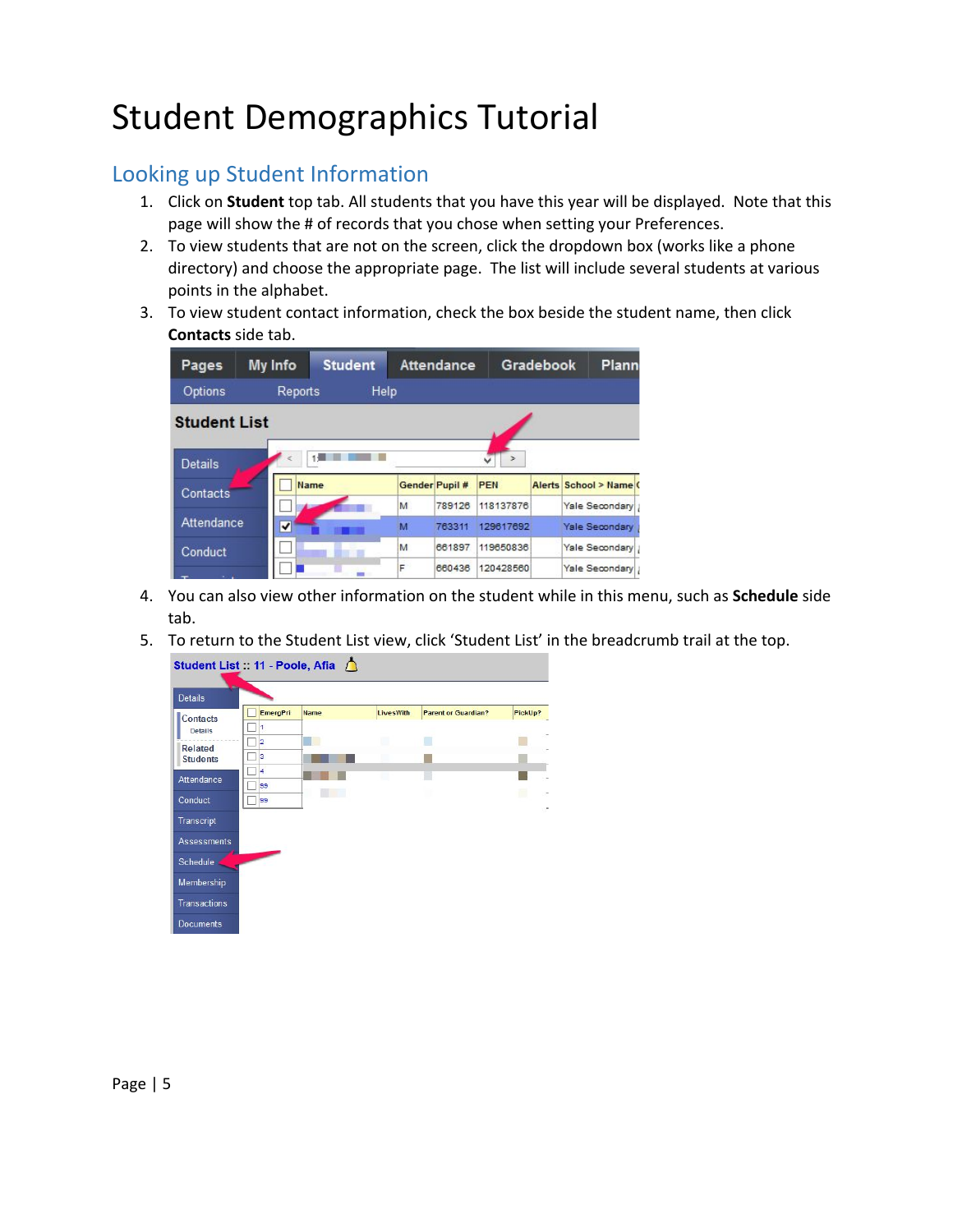# Student Demographics Tutorial

## Looking up Student Information

1. Click on **Student** top tab. All students that you have this year will be displayed. Note that this page will show the # of records that you chose when setting your Preferences.
2. To view students that are not on the screen, click the dropdown box (works like a phone directory) and choose the appropriate page. The list will include several students at various points in the alphabet.
3. To view student contact information, check the box beside the student name, then click **Contacts** side tab.
4. You can also view other information on the student while in this menu, such as **Schedule** side tab.
5. To return to the Student List view, click 'Student List' in the breadcrumb trail at the top.